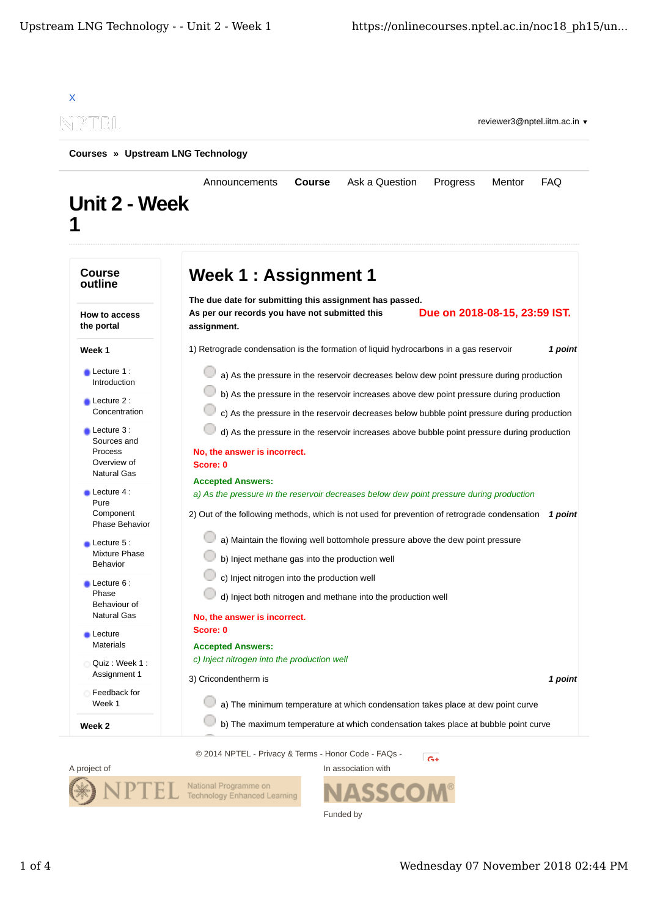X

reviewer3@nptel.iitm.ac.in ▼

**Courses » Upstream LNG Technology**

Announcements **Course** Ask a Question Progress Mentor FAQ

# Unit 2 - Week 1

## Course outline

**How to access the portal**

**Week 1**

- Lecture 1 : Introduction
- Lecture 2 : Concentration
- Lecture 3 : Sources and Process Overview of Natural Gas
- Lecture 4 : Pure Component Phase Behavior
- Lecture 5 : Mixture Phase Behavior
- Lecture 6 : Phase Behaviour of Natural Gas
- Lecture Materials
- Quiz : Week 1 : Assignment 1
- Feedback for Week 1

**Week 2**

## Week 1 : Assignment 1

**The due date for submitting this assignment has passed.**

**Due on 2018-08-15, 23:59 IST.**

**As per our records you have not submitted this assignment.**

1) Retrograde condensation is the formation of liquid hydrocarbons in a gas reservoir ***1 point***

- a) As the pressure in the reservoir decreases below dew point pressure during production
- b) As the pressure in the reservoir increases above dew point pressure during production
- c) As the pressure in the reservoir decreases below bubble point pressure during production
- d) As the pressure in the reservoir increases above bubble point pressure during production

**No, the answer is incorrect.**
**Score: 0**

**Accepted Answers:**
*a) As the pressure in the reservoir decreases below dew point pressure during production*

2) Out of the following methods, which is not used for prevention of retrograde condensation ***1 point***

- a) Maintain the flowing well bottomhole pressure above the dew point pressure
- b) Inject methane gas into the production well
- c) Inject nitrogen into the production well
- d) Inject both nitrogen and methane into the production well

**No, the answer is incorrect.**
**Score: 0**

**Accepted Answers:**
*c) Inject nitrogen into the production well*

3) Cricondentherm is ***1 point***

- a) The minimum temperature at which condensation takes place at dew point curve
- b) The maximum temperature at which condensation takes place at bubble point curve

© 2014 NPTEL - Privacy & Terms - Honor Code - FAQs -

A project of

In association with

Funded by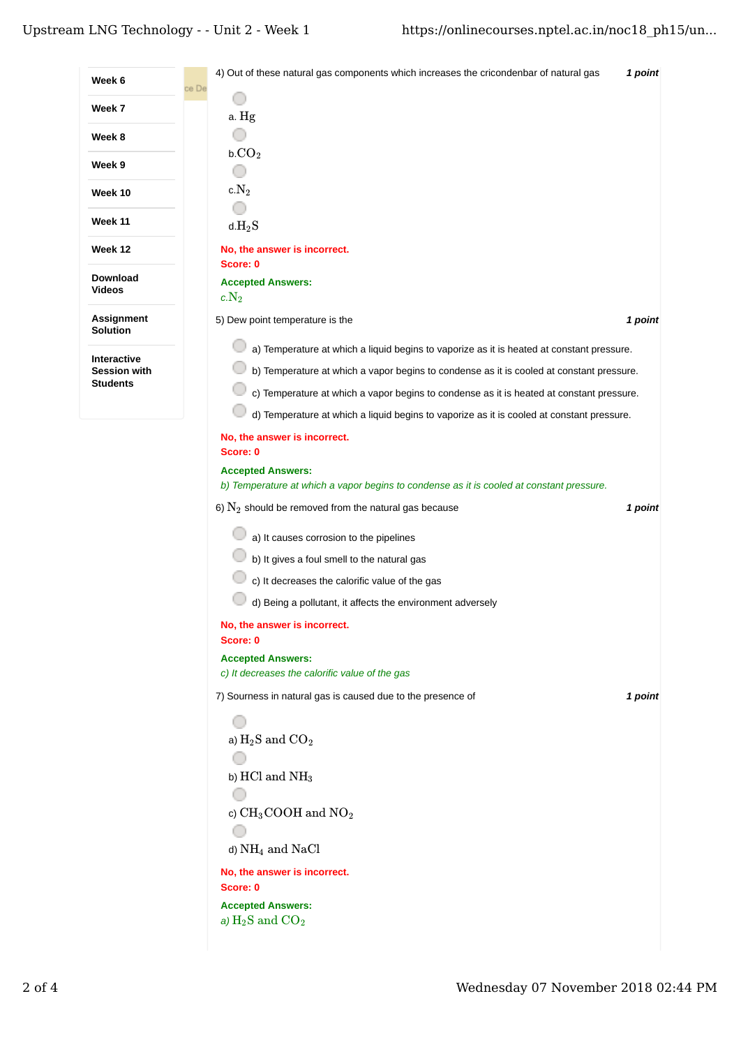4) Out of these natural gas components which increases the cricondenbar of natural gas **1 point**

a. Hg

b. $CO_2$

c. $N_2$

d. $H_2S$

**No, the answer is incorrect.**
**Score: 0**

**Accepted Answers:**
*c. $N_2$*

5) Dew point temperature is the **1 point**

a) Temperature at which a liquid begins to vaporize as it is heated at constant pressure.

b) Temperature at which a vapor begins to condense as it is cooled at constant pressure.

c) Temperature at which a vapor begins to condense as it is heated at constant pressure.

d) Temperature at which a liquid begins to vaporize as it is cooled at constant pressure.

**No, the answer is incorrect.**
**Score: 0**

**Accepted Answers:**
*b) Temperature at which a vapor begins to condense as it is cooled at constant pressure.*

6) $N_2$ should be removed from the natural gas because **1 point**

a) It causes corrosion to the pipelines

b) It gives a foul smell to the natural gas

c) It decreases the calorific value of the gas

d) Being a pollutant, it affects the environment adversely

**No, the answer is incorrect.**
**Score: 0**

**Accepted Answers:**
*c) It decreases the calorific value of the gas*

7) Sourness in natural gas is caused due to the presence of **1 point**

a) $H_2S$ and $CO_2$

b) $HCl$ and $NH_3$

c) $CH_3COOH$ and $NO_2$

d) $NH_4$ and $NaCl$

**No, the answer is incorrect.**
**Score: 0**

**Accepted Answers:**
*a) $H_2S$ and $CO_2$*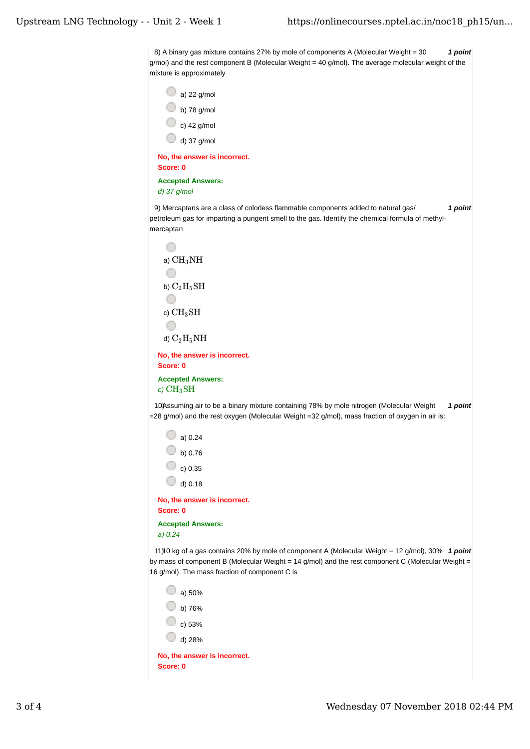8) A binary gas mixture contains 27% by mole of components A (Molecular Weight = 30 g/mol) and the rest component B (Molecular Weight = 40 g/mol). The average molecular weight of the mixture is approximately **1 point**

- a) 22 g/mol
- b) 78 g/mol
- c) 42 g/mol
- d) 37 g/mol

**No, the answer is incorrect.**
**Score: 0**

**Accepted Answers:**
*d) 37 g/mol*

9) Mercaptans are a class of colorless flammable components added to natural gas/ petroleum gas for imparting a pungent smell to the gas. Identify the chemical formula of methyl-mercaptan **1 point**

- a) $CH_3NH$
- b) $C_2H_5SH$
- c) $CH_3SH$
- d) $C_2H_5NH$

**No, the answer is incorrect.**
**Score: 0**

**Accepted Answers:**
*c)* $CH_3SH$

10) Assuming air to be a binary mixture containing 78% by mole nitrogen (Molecular Weight =28 g/mol) and the rest oxygen (Molecular Weight =32 g/mol), mass fraction of oxygen in air is: **1 point**

- a) 0.24
- b) 0.76
- c) 0.35
- d) 0.18

**No, the answer is incorrect.**
**Score: 0**

**Accepted Answers:**
*a) 0.24*

11) 10 kg of a gas contains 20% by mole of component A (Molecular Weight = 12 g/mol), 30% by mass of component B (Molecular Weight = 14 g/mol) and the rest component C (Molecular Weight = 16 g/mol). The mass fraction of component C is **1 point**

- a) 50%
- b) 76%
- c) 53%
- d) 28%

**No, the answer is incorrect.**
**Score: 0**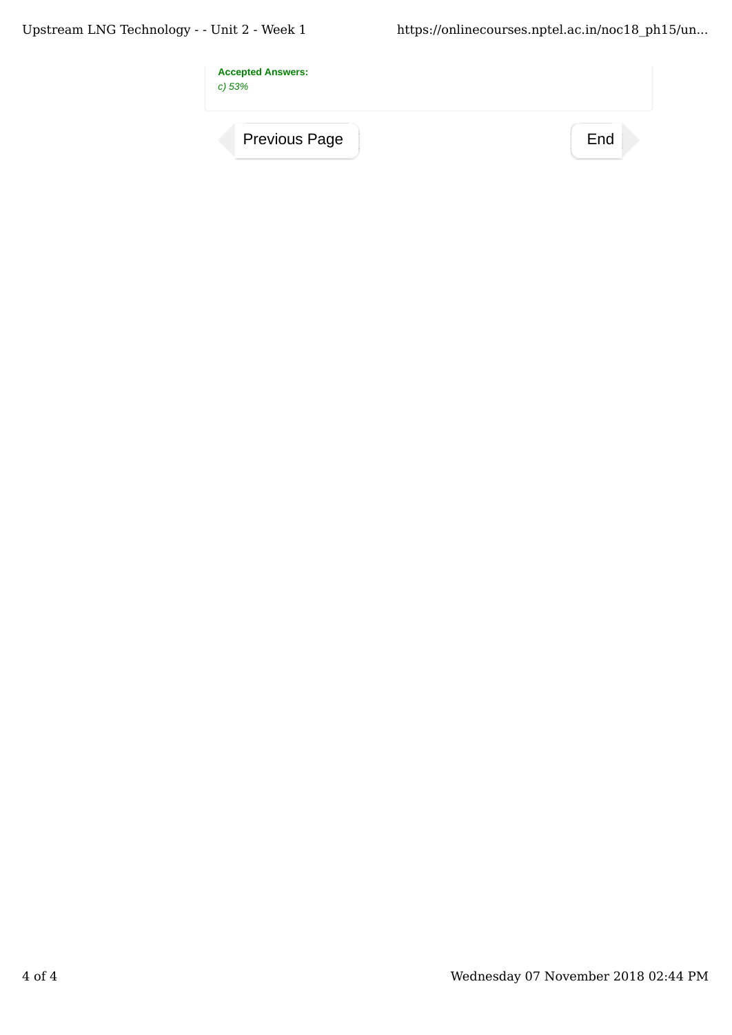**Accepted Answers:**
*c) 53%*

Previous Page

End